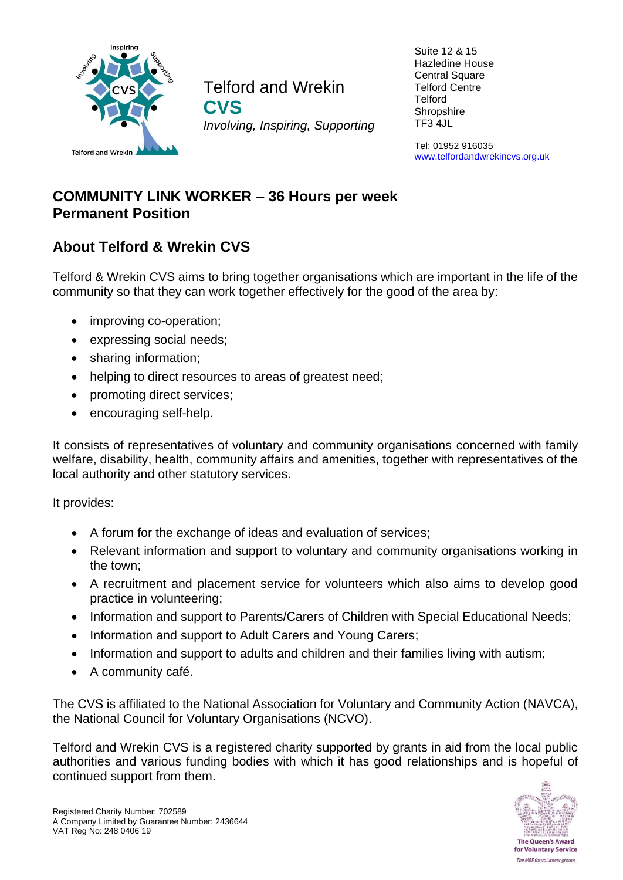Telford and Wrekin
**CVS**
*Involving, Inspiring, Supporting*

Suite 12 & 15
Hazledine House
Central Square
Telford Centre
Telford
Shropshire
TF3 4JL

Tel: 01952 916035
www.telfordandwrekincvs.org.uk

## COMMUNITY LINK WORKER – 36 Hours per week
## Permanent Position

## About Telford & Wrekin CVS

Telford & Wrekin CVS aims to bring together organisations which are important in the life of the community so that they can work together effectively for the good of the area by:

- improving co-operation;
- expressing social needs;
- sharing information;
- helping to direct resources to areas of greatest need;
- promoting direct services;
- encouraging self-help.

It consists of representatives of voluntary and community organisations concerned with family welfare, disability, health, community affairs and amenities, together with representatives of the local authority and other statutory services.

It provides:

- A forum for the exchange of ideas and evaluation of services;
- Relevant information and support to voluntary and community organisations working in the town;
- A recruitment and placement service for volunteers which also aims to develop good practice in volunteering;
- Information and support to Parents/Carers of Children with Special Educational Needs;
- Information and support to Adult Carers and Young Carers;
- Information and support to adults and children and their families living with autism;
- A community café.

The CVS is affiliated to the National Association for Voluntary and Community Action (NAVCA), the National Council for Voluntary Organisations (NCVO).

Telford and Wrekin CVS is a registered charity supported by grants in aid from the local public authorities and various funding bodies with which it has good relationships and is hopeful of continued support from them.

Registered Charity Number: 702589
A Company Limited by Guarantee Number: 2436644
VAT Reg No: 248 0406 19

The Queen's Award for Voluntary Service
The MBE for volunteer groups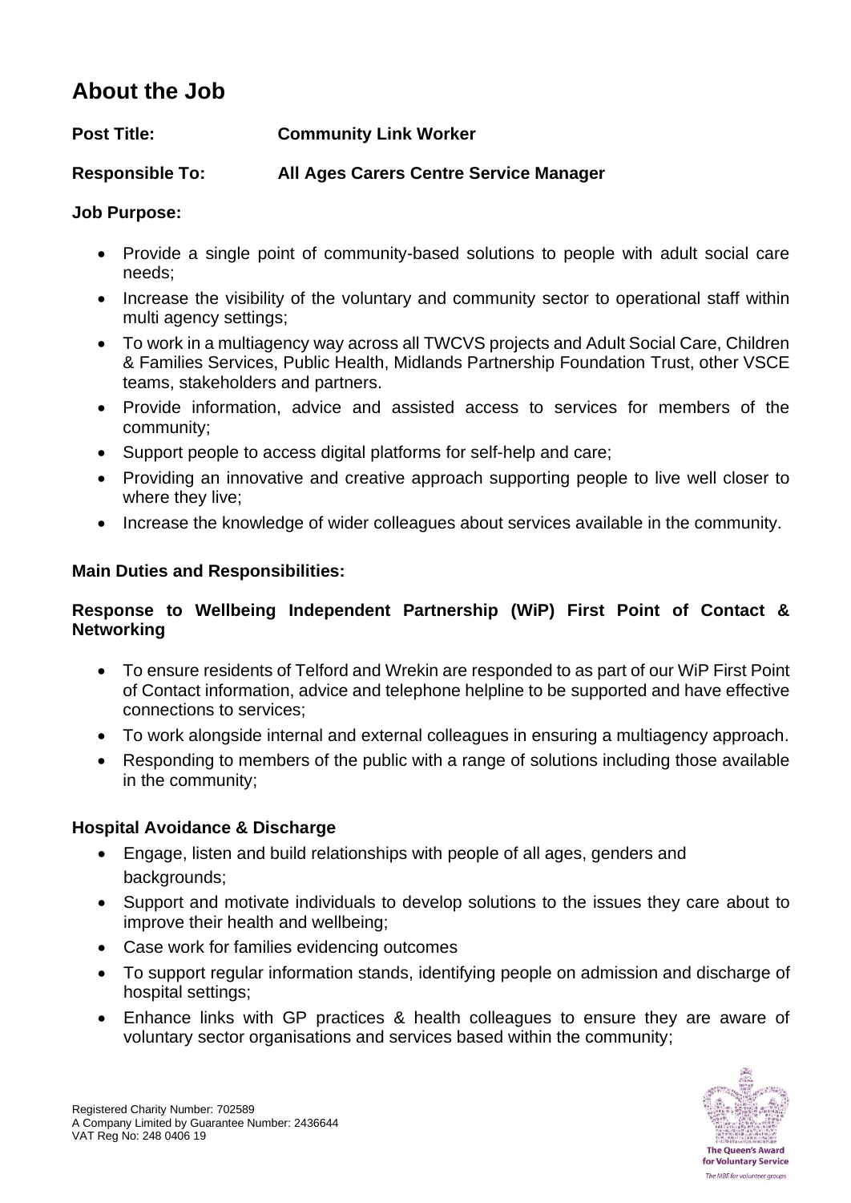## About the Job

**Post Title:** **Community Link Worker**

**Responsible To:** **All Ages Carers Centre Service Manager**

**Job Purpose:**

- Provide a single point of community-based solutions to people with adult social care needs;
- Increase the visibility of the voluntary and community sector to operational staff within multi agency settings;
- To work in a multiagency way across all TWCVS projects and Adult Social Care, Children & Families Services, Public Health, Midlands Partnership Foundation Trust, other VSCE teams, stakeholders and partners.
- Provide information, advice and assisted access to services for members of the community;
- Support people to access digital platforms for self-help and care;
- Providing an innovative and creative approach supporting people to live well closer to where they live;
- Increase the knowledge of wider colleagues about services available in the community.

**Main Duties and Responsibilities:**

**Response to Wellbeing Independent Partnership (WiP) First Point of Contact & Networking**

- To ensure residents of Telford and Wrekin are responded to as part of our WiP First Point of Contact information, advice and telephone helpline to be supported and have effective connections to services;
- To work alongside internal and external colleagues in ensuring a multiagency approach.
- Responding to members of the public with a range of solutions including those available in the community;

**Hospital Avoidance & Discharge**

- Engage, listen and build relationships with people of all ages, genders and backgrounds;
- Support and motivate individuals to develop solutions to the issues they care about to improve their health and wellbeing;
- Case work for families evidencing outcomes
- To support regular information stands, identifying people on admission and discharge of hospital settings;
- Enhance links with GP practices & health colleagues to ensure they are aware of voluntary sector organisations and services based within the community;

Registered Charity Number: 702589
A Company Limited by Guarantee Number: 2436644
VAT Reg No: 248 0406 19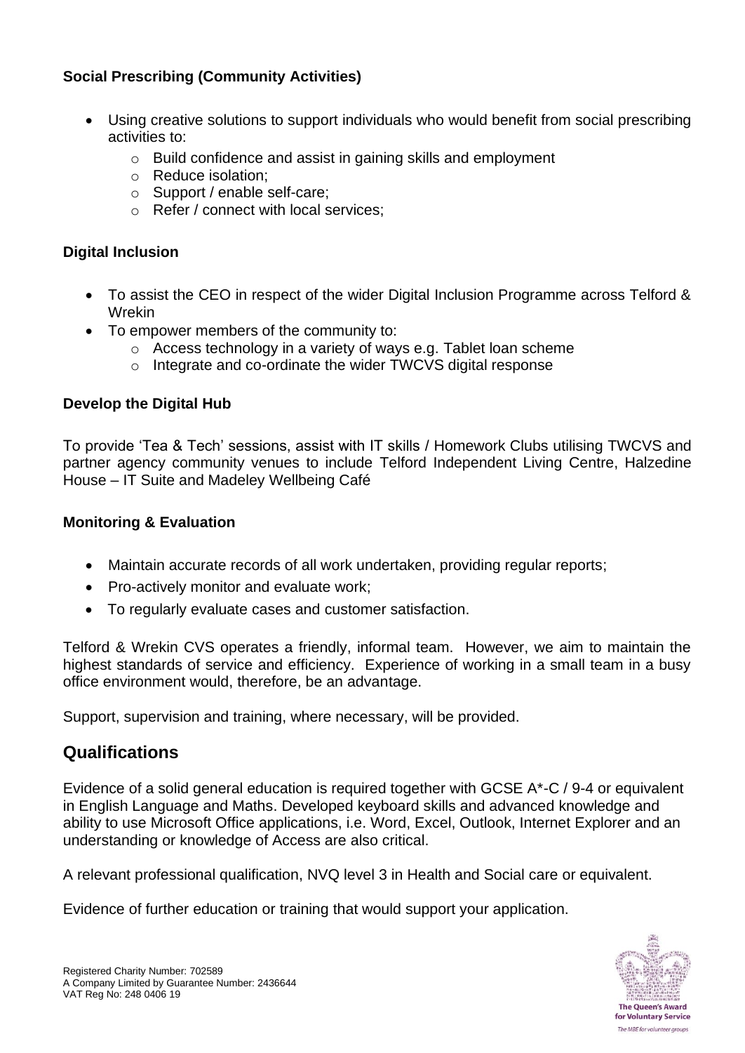**Social Prescribing (Community Activities)**

- Using creative solutions to support individuals who would benefit from social prescribing activities to:
    - Build confidence and assist in gaining skills and employment
    - Reduce isolation;
    - Support / enable self-care;
    - Refer / connect with local services;

**Digital Inclusion**

- To assist the CEO in respect of the wider Digital Inclusion Programme across Telford & Wrekin
- To empower members of the community to:
    - Access technology in a variety of ways e.g. Tablet loan scheme
    - Integrate and co-ordinate the wider TWCVS digital response

**Develop the Digital Hub**

To provide 'Tea & Tech' sessions, assist with IT skills / Homework Clubs utilising TWCVS and partner agency community venues to include Telford Independent Living Centre, Halzedine House – IT Suite and Madeley Wellbeing Café

**Monitoring & Evaluation**

- Maintain accurate records of all work undertaken, providing regular reports;
- Pro-actively monitor and evaluate work;
- To regularly evaluate cases and customer satisfaction.

Telford & Wrekin CVS operates a friendly, informal team. However, we aim to maintain the highest standards of service and efficiency. Experience of working in a small team in a busy office environment would, therefore, be an advantage.

Support, supervision and training, where necessary, will be provided.

## Qualifications

Evidence of a solid general education is required together with GCSE A*-C / 9-4 or equivalent in English Language and Maths. Developed keyboard skills and advanced knowledge and ability to use Microsoft Office applications, i.e. Word, Excel, Outlook, Internet Explorer and an understanding or knowledge of Access are also critical.

A relevant professional qualification, NVQ level 3 in Health and Social care or equivalent.

Evidence of further education or training that would support your application.

Registered Charity Number: 702589
A Company Limited by Guarantee Number: 2436644
VAT Reg No: 248 0406 19

The Queen's Award for Voluntary Service
The MBE for volunteer groups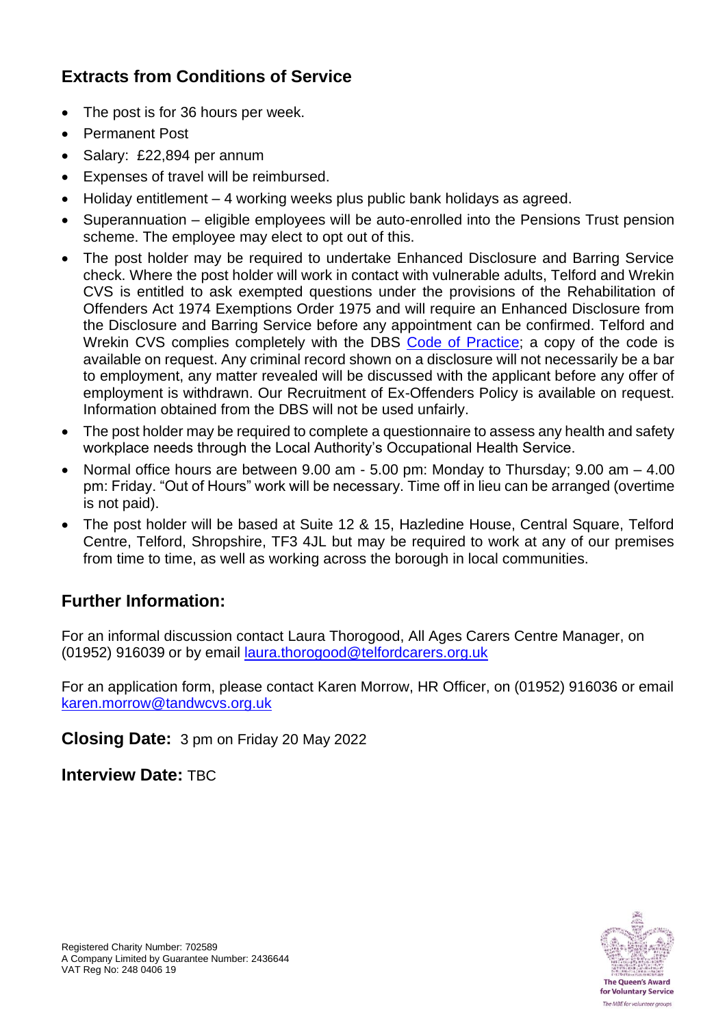## Extracts from Conditions of Service

- The post is for 36 hours per week.
- Permanent Post
- Salary: £22,894 per annum
- Expenses of travel will be reimbursed.
- Holiday entitlement – 4 working weeks plus public bank holidays as agreed.
- Superannuation – eligible employees will be auto-enrolled into the Pensions Trust pension scheme. The employee may elect to opt out of this.
- The post holder may be required to undertake Enhanced Disclosure and Barring Service check. Where the post holder will work in contact with vulnerable adults, Telford and Wrekin CVS is entitled to ask exempted questions under the provisions of the Rehabilitation of Offenders Act 1974 Exemptions Order 1975 and will require an Enhanced Disclosure from the Disclosure and Barring Service before any appointment can be confirmed. Telford and Wrekin CVS complies completely with the DBS Code of Practice; a copy of the code is available on request. Any criminal record shown on a disclosure will not necessarily be a bar to employment, any matter revealed will be discussed with the applicant before any offer of employment is withdrawn. Our Recruitment of Ex-Offenders Policy is available on request. Information obtained from the DBS will not be used unfairly.
- The post holder may be required to complete a questionnaire to assess any health and safety workplace needs through the Local Authority's Occupational Health Service.
- Normal office hours are between 9.00 am - 5.00 pm: Monday to Thursday; 9.00 am – 4.00 pm: Friday. "Out of Hours" work will be necessary. Time off in lieu can be arranged (overtime is not paid).
- The post holder will be based at Suite 12 & 15, Hazledine House, Central Square, Telford Centre, Telford, Shropshire, TF3 4JL but may be required to work at any of our premises from time to time, as well as working across the borough in local communities.

## Further Information:

For an informal discussion contact Laura Thorogood, All Ages Carers Centre Manager, on (01952) 916039 or by email laura.thorogood@telfordcarers.org.uk

For an application form, please contact Karen Morrow, HR Officer, on (01952) 916036 or email karen.morrow@tandwcvs.org.uk

**Closing Date:** 3 pm on Friday 20 May 2022

**Interview Date:** TBC

Registered Charity Number: 702589
A Company Limited by Guarantee Number: 2436644
VAT Reg No: 248 0406 19

The Queen's Award for Voluntary Service
The MBE for volunteer groups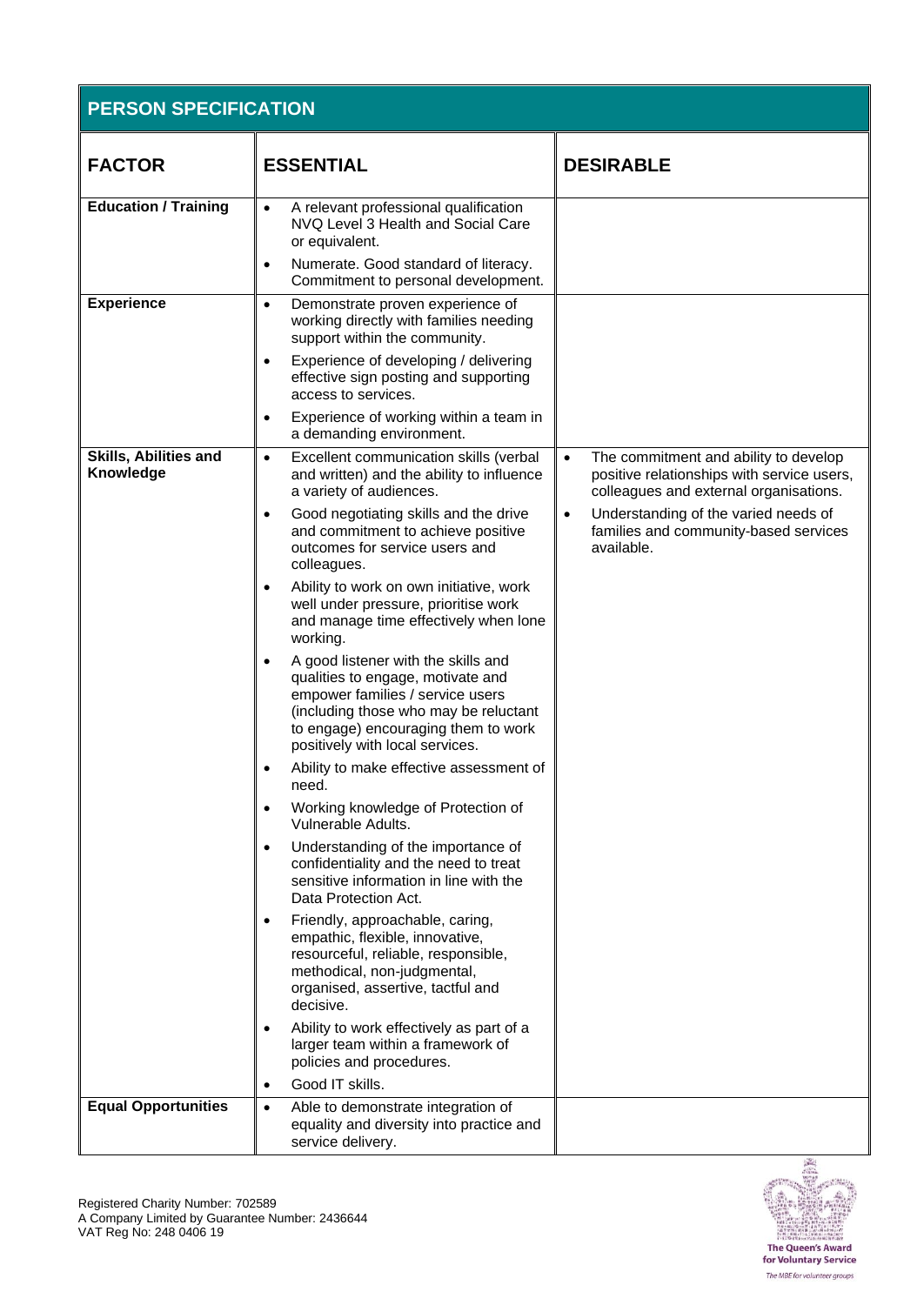## PERSON SPECIFICATION

| FACTOR | ESSENTIAL | DESIRABLE |
|---|---|---|
| **Education / Training** | • A relevant professional qualification NVQ Level 3 Health and Social Care or equivalent.<br>• Numerate. Good standard of literacy. Commitment to personal development. | |
| **Experience** | • Demonstrate proven experience of working directly with families needing support within the community.<br>• Experience of developing / delivering effective sign posting and supporting access to services.<br>• Experience of working within a team in a demanding environment. | |
| **Skills, Abilities and Knowledge** | • Excellent communication skills (verbal and written) and the ability to influence a variety of audiences.<br>• Good negotiating skills and the drive and commitment to achieve positive outcomes for service users and colleagues.<br>• Ability to work on own initiative, work well under pressure, prioritise work and manage time effectively when lone working.<br>• A good listener with the skills and qualities to engage, motivate and empower families / service users (including those who may be reluctant to engage) encouraging them to work positively with local services.<br>• Ability to make effective assessment of need.<br>• Working knowledge of Protection of Vulnerable Adults.<br>• Understanding of the importance of confidentiality and the need to treat sensitive information in line with the Data Protection Act.<br>• Friendly, approachable, caring, empathic, flexible, innovative, resourceful, reliable, responsible, methodical, non-judgmental, organised, assertive, tactful and decisive.<br>• Ability to work effectively as part of a larger team within a framework of policies and procedures.<br>• Good IT skills. | • The commitment and ability to develop positive relationships with service users, colleagues and external organisations.<br>• Understanding of the varied needs of families and community-based services available. |
| **Equal Opportunities** | • Able to demonstrate integration of equality and diversity into practice and service delivery. | |

Registered Charity Number: 702589
A Company Limited by Guarantee Number: 2436644
VAT Reg No: 248 0406 19

The Queen's Award for Voluntary Service
*The MBE for volunteer groups*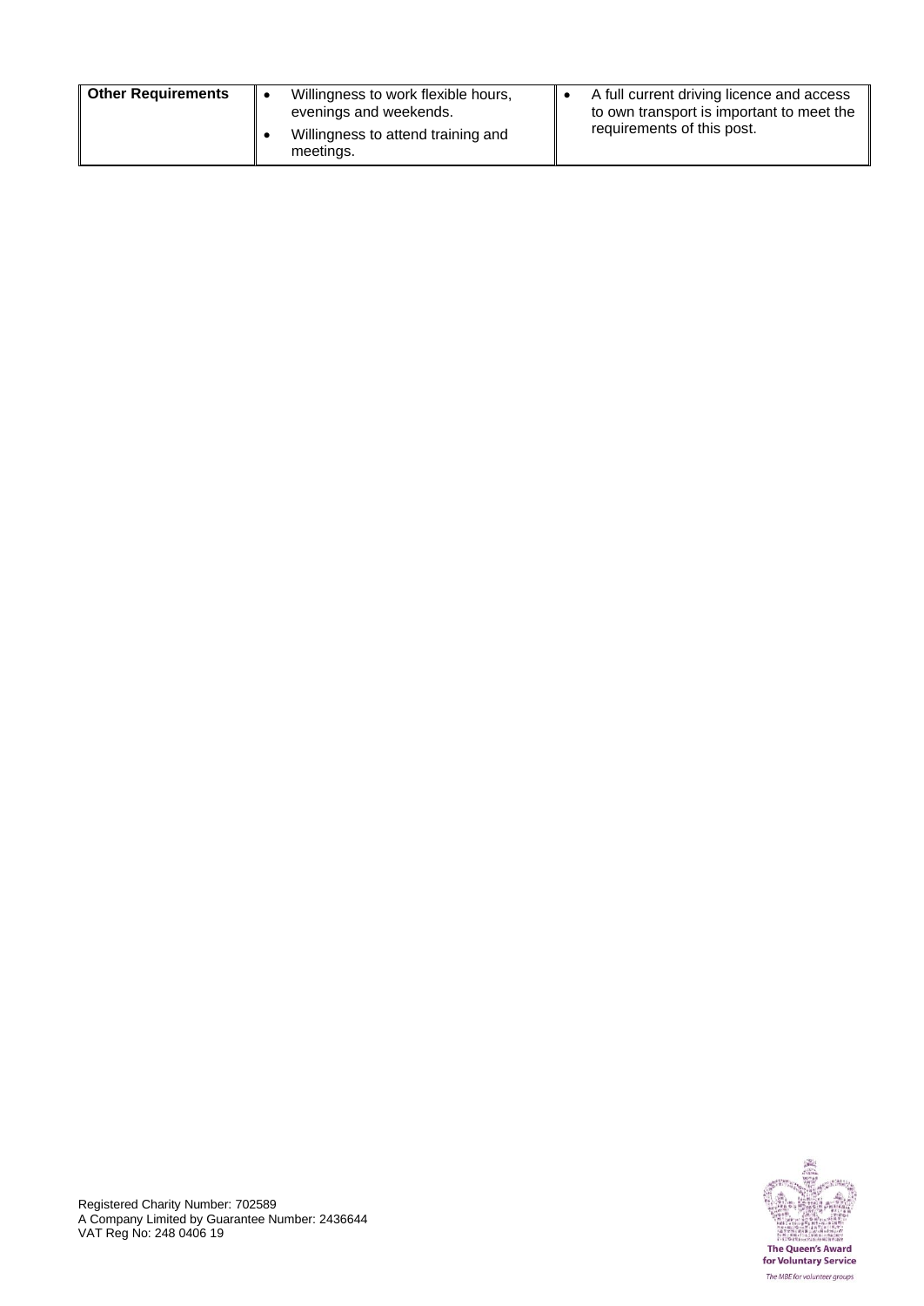| | | |
|---|---|---|
| **Other Requirements** | • Willingness to work flexible hours, evenings and weekends.<br>• Willingness to attend training and meetings. | • A full current driving licence and access to own transport is important to meet the requirements of this post. |

Registered Charity Number: 702589
A Company Limited by Guarantee Number: 2436644
VAT Reg No: 248 0406 19

The Queen's Award for Voluntary Service
The MBE for volunteer groups